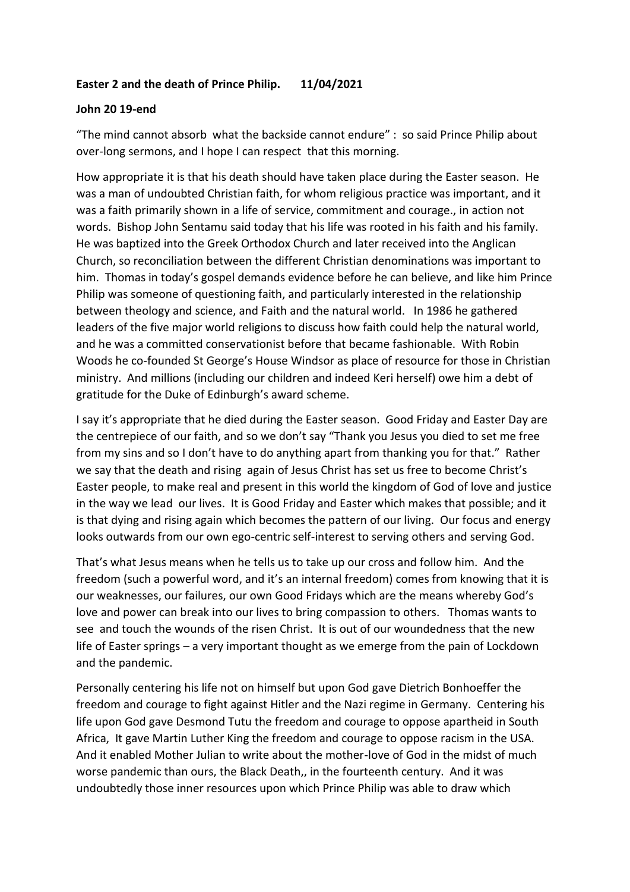**Easter 2 and the death of Prince Philip.        11/04/2021**

**John 20 19-end**

"The mind cannot absorb  what the backside cannot endure" :  so said Prince Philip about over-long sermons, and I hope I can respect  that this morning.

How appropriate it is that his death should have taken place during the Easter season.  He was a man of undoubted Christian faith, for whom religious practice was important, and it was a faith primarily shown in a life of service, commitment and courage., in action not words.  Bishop John Sentamu said today that his life was rooted in his faith and his family.  He was baptized into the Greek Orthodox Church and later received into the Anglican Church, so reconciliation between the different Christian denominations was important to him.  Thomas in today's gospel demands evidence before he can believe, and like him Prince Philip was someone of questioning faith, and particularly interested in the relationship between theology and science, and Faith and the natural world.   In 1986 he gathered leaders of the five major world religions to discuss how faith could help the natural world, and he was a committed conservationist before that became fashionable.  With Robin Woods he co-founded St George's House Windsor as place of resource for those in Christian ministry.  And millions (including our children and indeed Keri herself) owe him a debt of gratitude for the Duke of Edinburgh's award scheme.

I say it's appropriate that he died during the Easter season.  Good Friday and Easter Day are the centrepiece of our faith, and so we don't say "Thank you Jesus you died to set me free from my sins and so I don't have to do anything apart from thanking you for that."  Rather we say that the death and rising  again of Jesus Christ has set us free to become Christ's Easter people, to make real and present in this world the kingdom of God of love and justice in the way we lead  our lives.  It is Good Friday and Easter which makes that possible; and it is that dying and rising again which becomes the pattern of our living.  Our focus and energy looks outwards from our own ego-centric self-interest to serving others and serving God.

That's what Jesus means when he tells us to take up our cross and follow him.  And the freedom (such a powerful word, and it's an internal freedom) comes from knowing that it is our weaknesses, our failures, our own Good Fridays which are the means whereby God's love and power can break into our lives to bring compassion to others.   Thomas wants to see  and touch the wounds of the risen Christ.  It is out of our woundedness that the new life of Easter springs – a very important thought as we emerge from the pain of Lockdown and the pandemic.

Personally centering his life not on himself but upon God gave Dietrich Bonhoeffer the freedom and courage to fight against Hitler and the Nazi regime in Germany.  Centering his life upon God gave Desmond Tutu the freedom and courage to oppose apartheid in South Africa,  It gave Martin Luther King the freedom and courage to oppose racism in the USA.  And it enabled Mother Julian to write about the mother-love of God in the midst of much worse pandemic than ours, the Black Death,, in the fourteenth century.  And it was undoubtedly those inner resources upon which Prince Philip was able to draw which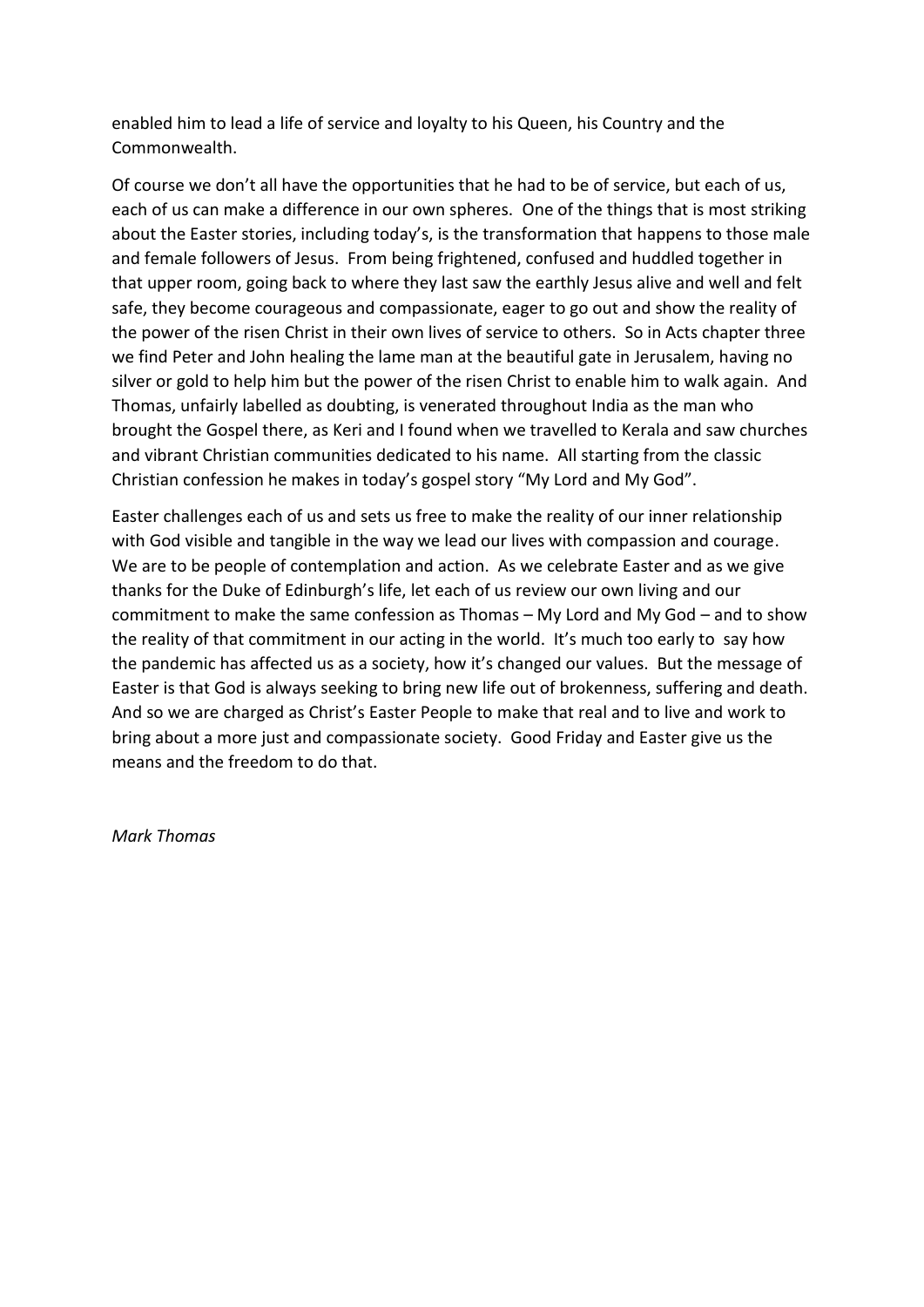enabled him to lead a life of service and loyalty to his Queen, his Country and the Commonwealth.

Of course we don't all have the opportunities that he had to be of service, but each of us, each of us can make a difference in our own spheres. One of the things that is most striking about the Easter stories, including today's, is the transformation that happens to those male and female followers of Jesus. From being frightened, confused and huddled together in that upper room, going back to where they last saw the earthly Jesus alive and well and felt safe, they become courageous and compassionate, eager to go out and show the reality of the power of the risen Christ in their own lives of service to others. So in Acts chapter three we find Peter and John healing the lame man at the beautiful gate in Jerusalem, having no silver or gold to help him but the power of the risen Christ to enable him to walk again. And Thomas, unfairly labelled as doubting, is venerated throughout India as the man who brought the Gospel there, as Keri and I found when we travelled to Kerala and saw churches and vibrant Christian communities dedicated to his name. All starting from the classic Christian confession he makes in today's gospel story "My Lord and My God".

Easter challenges each of us and sets us free to make the reality of our inner relationship with God visible and tangible in the way we lead our lives with compassion and courage. We are to be people of contemplation and action. As we celebrate Easter and as we give thanks for the Duke of Edinburgh's life, let each of us review our own living and our commitment to make the same confession as Thomas – My Lord and My God – and to show the reality of that commitment in our acting in the world. It's much too early to say how the pandemic has affected us as a society, how it's changed our values. But the message of Easter is that God is always seeking to bring new life out of brokenness, suffering and death. And so we are charged as Christ's Easter People to make that real and to live and work to bring about a more just and compassionate society. Good Friday and Easter give us the means and the freedom to do that.

*Mark Thomas*